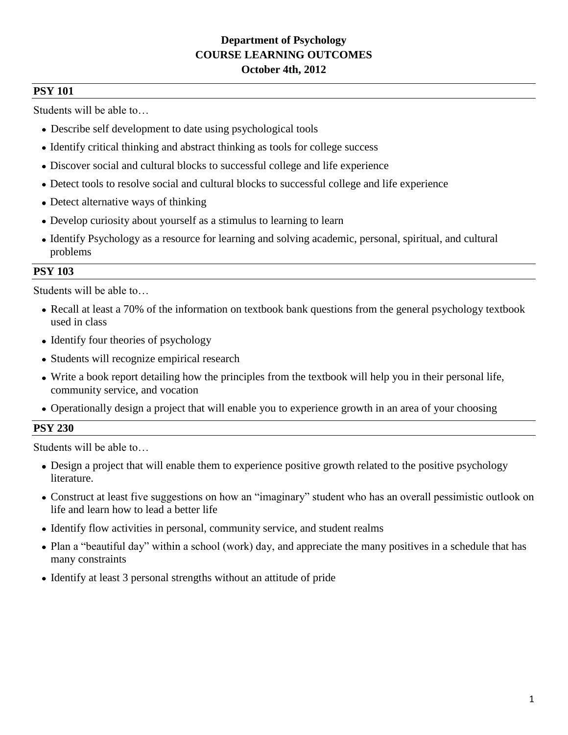# Department of Psychology
# COURSE LEARNING OUTCOMES
# October 4th, 2012

## PSY 101

Students will be able to…

- Describe self development to date using psychological tools
- Identify critical thinking and abstract thinking as tools for college success
- Discover social and cultural blocks to successful college and life experience
- Detect tools to resolve social and cultural blocks to successful college and life experience
- Detect alternative ways of thinking
- Develop curiosity about yourself as a stimulus to learning to learn
- Identify Psychology as a resource for learning and solving academic, personal, spiritual, and cultural problems

## PSY 103

Students will be able to…

- Recall at least a 70% of the information on textbook bank questions from the general psychology textbook used in class
- Identify four theories of psychology
- Students will recognize empirical research
- Write a book report detailing how the principles from the textbook will help you in their personal life, community service, and vocation
- Operationally design a project that will enable you to experience growth in an area of your choosing

## PSY 230

Students will be able to…

- Design a project that will enable them to experience positive growth related to the positive psychology literature.
- Construct at least five suggestions on how an "imaginary" student who has an overall pessimistic outlook on life and learn how to lead a better life
- Identify flow activities in personal, community service, and student realms
- Plan a "beautiful day" within a school (work) day, and appreciate the many positives in a schedule that has many constraints
- Identify at least 3 personal strengths without an attitude of pride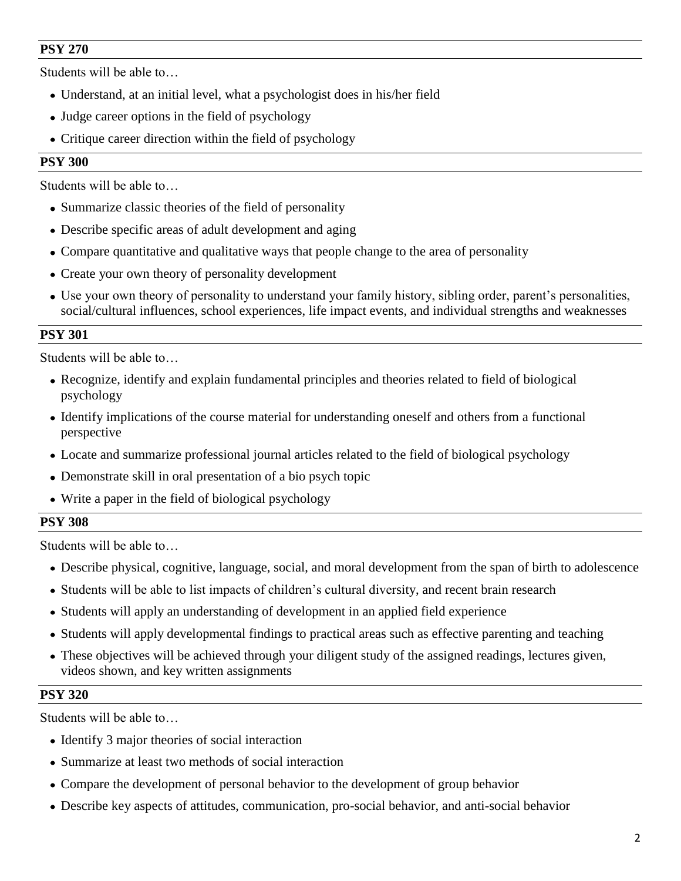**PSY 270**

Students will be able to…

- Understand, at an initial level, what a psychologist does in his/her field
- Judge career options in the field of psychology
- Critique career direction within the field of psychology

**PSY 300**

Students will be able to…

- Summarize classic theories of the field of personality
- Describe specific areas of adult development and aging
- Compare quantitative and qualitative ways that people change to the area of personality
- Create your own theory of personality development
- Use your own theory of personality to understand your family history, sibling order, parent's personalities, social/cultural influences, school experiences, life impact events, and individual strengths and weaknesses

**PSY 301**

Students will be able to…

- Recognize, identify and explain fundamental principles and theories related to field of biological psychology
- Identify implications of the course material for understanding oneself and others from a functional perspective
- Locate and summarize professional journal articles related to the field of biological psychology
- Demonstrate skill in oral presentation of a bio psych topic
- Write a paper in the field of biological psychology

**PSY 308**

Students will be able to…

- Describe physical, cognitive, language, social, and moral development from the span of birth to adolescence
- Students will be able to list impacts of children's cultural diversity, and recent brain research
- Students will apply an understanding of development in an applied field experience
- Students will apply developmental findings to practical areas such as effective parenting and teaching
- These objectives will be achieved through your diligent study of the assigned readings, lectures given, videos shown, and key written assignments

**PSY 320**

Students will be able to…

- Identify 3 major theories of social interaction
- Summarize at least two methods of social interaction
- Compare the development of personal behavior to the development of group behavior
- Describe key aspects of attitudes, communication, pro-social behavior, and anti-social behavior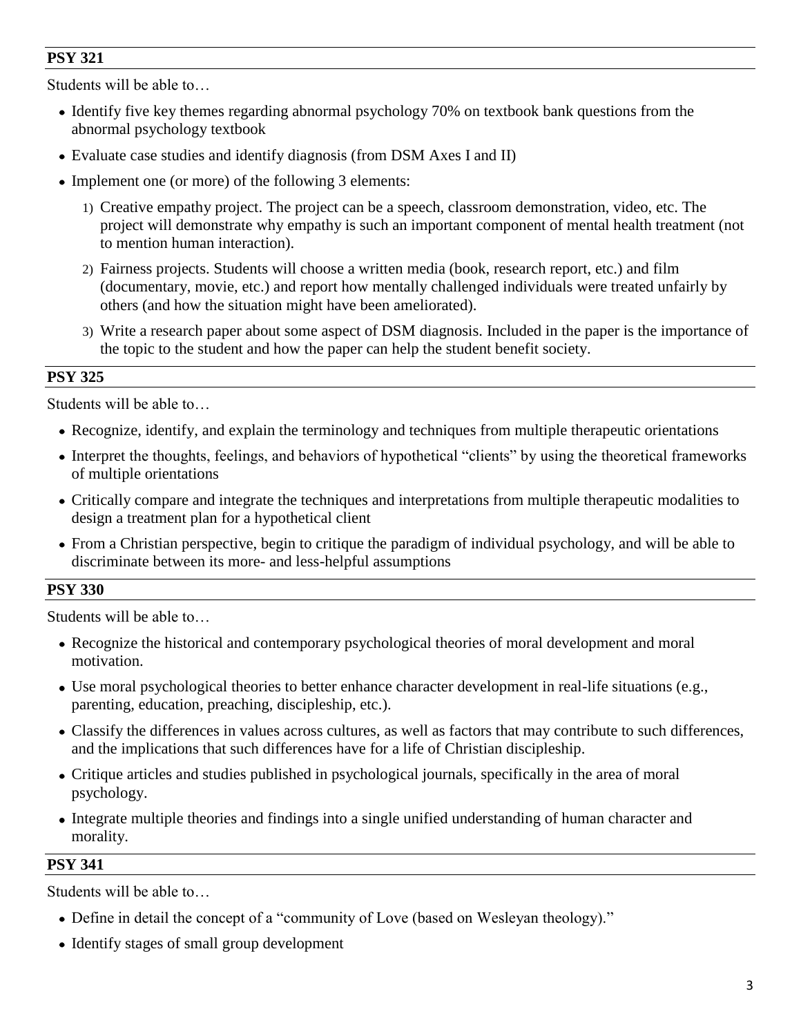## PSY 321

Students will be able to…

- Identify five key themes regarding abnormal psychology 70% on textbook bank questions from the abnormal psychology textbook
- Evaluate case studies and identify diagnosis (from DSM Axes I and II)
- Implement one (or more) of the following 3 elements:
  1) Creative empathy project. The project can be a speech, classroom demonstration, video, etc. The project will demonstrate why empathy is such an important component of mental health treatment (not to mention human interaction).
  2) Fairness projects. Students will choose a written media (book, research report, etc.) and film (documentary, movie, etc.) and report how mentally challenged individuals were treated unfairly by others (and how the situation might have been ameliorated).
  3) Write a research paper about some aspect of DSM diagnosis. Included in the paper is the importance of the topic to the student and how the paper can help the student benefit society.

## PSY 325

Students will be able to…

- Recognize, identify, and explain the terminology and techniques from multiple therapeutic orientations
- Interpret the thoughts, feelings, and behaviors of hypothetical "clients" by using the theoretical frameworks of multiple orientations
- Critically compare and integrate the techniques and interpretations from multiple therapeutic modalities to design a treatment plan for a hypothetical client
- From a Christian perspective, begin to critique the paradigm of individual psychology, and will be able to discriminate between its more- and less-helpful assumptions

## PSY 330

Students will be able to…

- Recognize the historical and contemporary psychological theories of moral development and moral motivation.
- Use moral psychological theories to better enhance character development in real-life situations (e.g., parenting, education, preaching, discipleship, etc.).
- Classify the differences in values across cultures, as well as factors that may contribute to such differences, and the implications that such differences have for a life of Christian discipleship.
- Critique articles and studies published in psychological journals, specifically in the area of moral psychology.
- Integrate multiple theories and findings into a single unified understanding of human character and morality.

## PSY 341

Students will be able to…

- Define in detail the concept of a "community of Love (based on Wesleyan theology)."
- Identify stages of small group development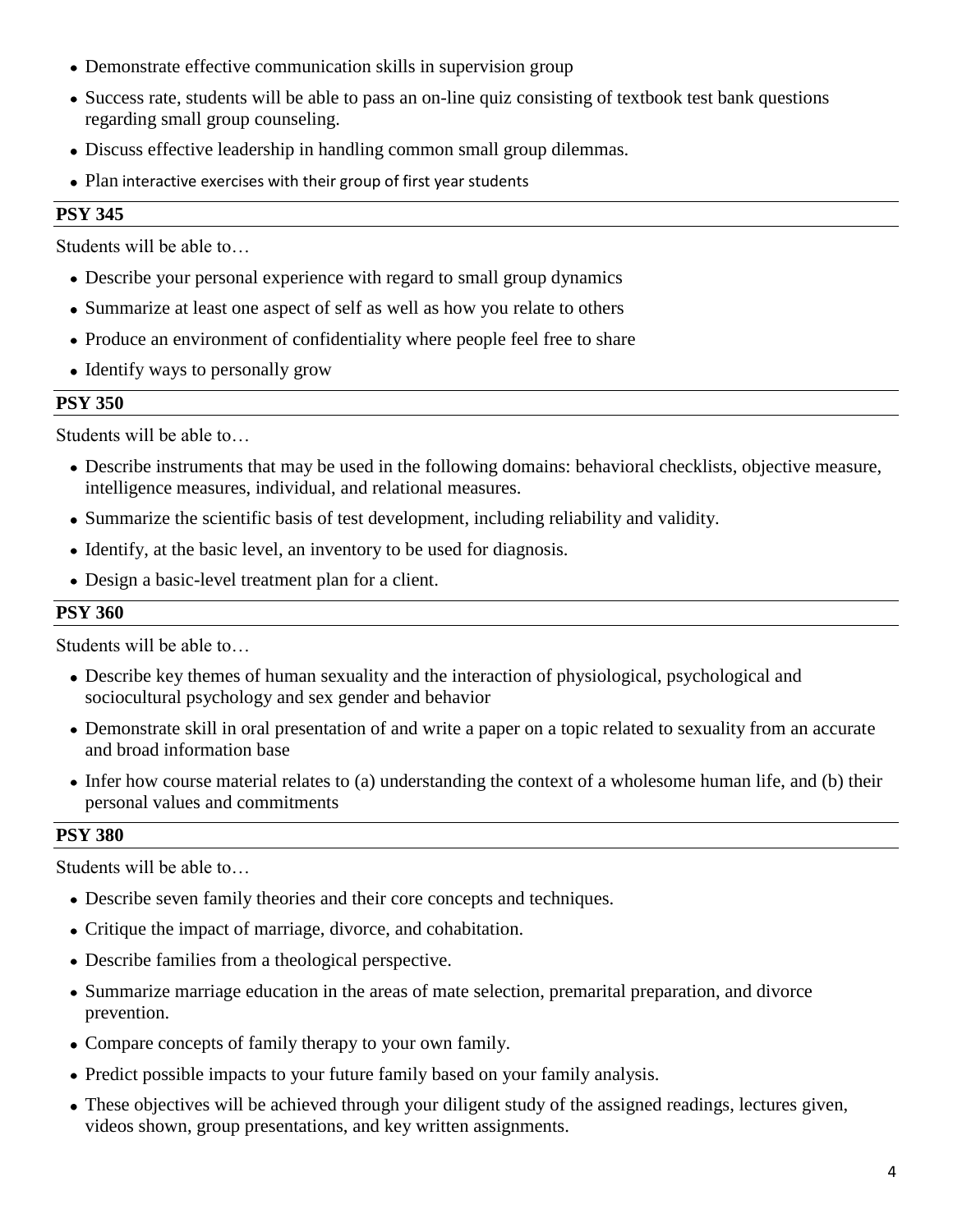- Demonstrate effective communication skills in supervision group
- Success rate, students will be able to pass an on-line quiz consisting of textbook test bank questions regarding small group counseling.
- Discuss effective leadership in handling common small group dilemmas.
- Plan interactive exercises with their group of first year students

**PSY 345**

Students will be able to…

- Describe your personal experience with regard to small group dynamics
- Summarize at least one aspect of self as well as how you relate to others
- Produce an environment of confidentiality where people feel free to share
- Identify ways to personally grow

**PSY 350**

Students will be able to…

- Describe instruments that may be used in the following domains: behavioral checklists, objective measure, intelligence measures, individual, and relational measures.
- Summarize the scientific basis of test development, including reliability and validity.
- Identify, at the basic level, an inventory to be used for diagnosis.
- Design a basic-level treatment plan for a client.

**PSY 360**

Students will be able to…

- Describe key themes of human sexuality and the interaction of physiological, psychological and sociocultural psychology and sex gender and behavior
- Demonstrate skill in oral presentation of and write a paper on a topic related to sexuality from an accurate and broad information base
- Infer how course material relates to (a) understanding the context of a wholesome human life, and (b) their personal values and commitments

**PSY 380**

Students will be able to…

- Describe seven family theories and their core concepts and techniques.
- Critique the impact of marriage, divorce, and cohabitation.
- Describe families from a theological perspective.
- Summarize marriage education in the areas of mate selection, premarital preparation, and divorce prevention.
- Compare concepts of family therapy to your own family.
- Predict possible impacts to your future family based on your family analysis.
- These objectives will be achieved through your diligent study of the assigned readings, lectures given, videos shown, group presentations, and key written assignments.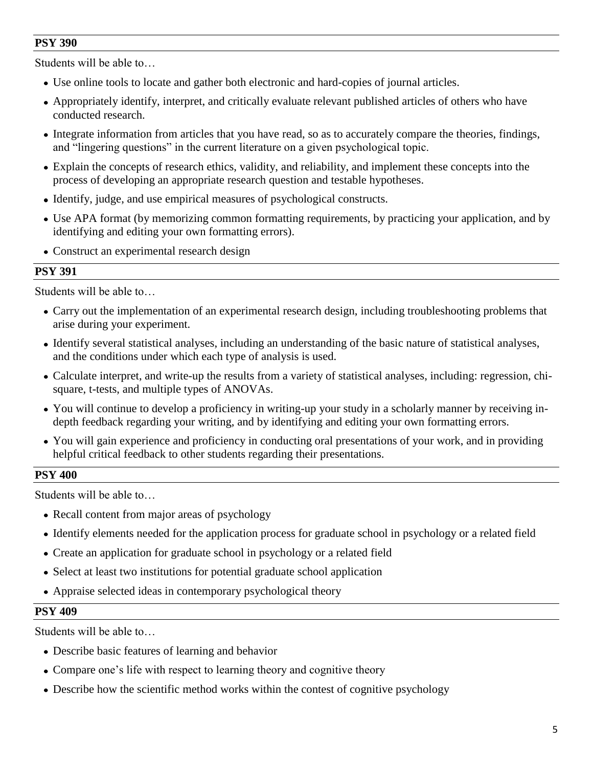**PSY 390**

Students will be able to…

- Use online tools to locate and gather both electronic and hard-copies of journal articles.
- Appropriately identify, interpret, and critically evaluate relevant published articles of others who have conducted research.
- Integrate information from articles that you have read, so as to accurately compare the theories, findings, and "lingering questions" in the current literature on a given psychological topic.
- Explain the concepts of research ethics, validity, and reliability, and implement these concepts into the process of developing an appropriate research question and testable hypotheses.
- Identify, judge, and use empirical measures of psychological constructs.
- Use APA format (by memorizing common formatting requirements, by practicing your application, and by identifying and editing your own formatting errors).
- Construct an experimental research design

**PSY 391**

Students will be able to…

- Carry out the implementation of an experimental research design, including troubleshooting problems that arise during your experiment.
- Identify several statistical analyses, including an understanding of the basic nature of statistical analyses, and the conditions under which each type of analysis is used.
- Calculate interpret, and write-up the results from a variety of statistical analyses, including: regression, chi-square, t-tests, and multiple types of ANOVAs.
- You will continue to develop a proficiency in writing-up your study in a scholarly manner by receiving in-depth feedback regarding your writing, and by identifying and editing your own formatting errors.
- You will gain experience and proficiency in conducting oral presentations of your work, and in providing helpful critical feedback to other students regarding their presentations.

**PSY 400**

Students will be able to…

- Recall content from major areas of psychology
- Identify elements needed for the application process for graduate school in psychology or a related field
- Create an application for graduate school in psychology or a related field
- Select at least two institutions for potential graduate school application
- Appraise selected ideas in contemporary psychological theory

**PSY 409**

Students will be able to…

- Describe basic features of learning and behavior
- Compare one's life with respect to learning theory and cognitive theory
- Describe how the scientific method works within the contest of cognitive psychology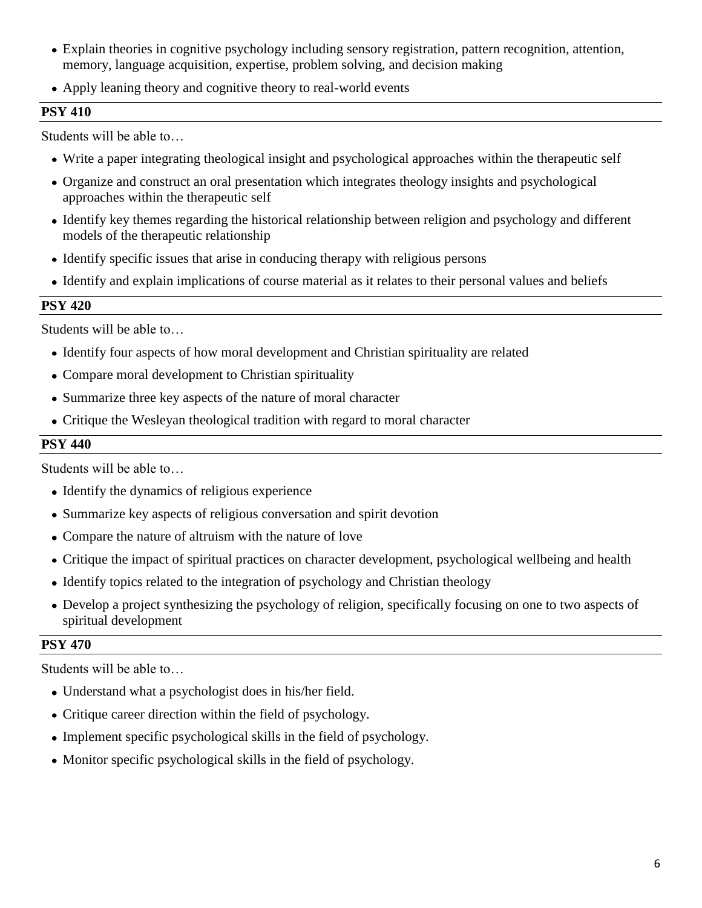- Explain theories in cognitive psychology including sensory registration, pattern recognition, attention, memory, language acquisition, expertise, problem solving, and decision making
- Apply leaning theory and cognitive theory to real-world events

**PSY 410**

Students will be able to…

- Write a paper integrating theological insight and psychological approaches within the therapeutic self
- Organize and construct an oral presentation which integrates theology insights and psychological approaches within the therapeutic self
- Identify key themes regarding the historical relationship between religion and psychology and different models of the therapeutic relationship
- Identify specific issues that arise in conducing therapy with religious persons
- Identify and explain implications of course material as it relates to their personal values and beliefs

**PSY 420**

Students will be able to…

- Identify four aspects of how moral development and Christian spirituality are related
- Compare moral development to Christian spirituality
- Summarize three key aspects of the nature of moral character
- Critique the Wesleyan theological tradition with regard to moral character

**PSY 440**

Students will be able to…

- Identify the dynamics of religious experience
- Summarize key aspects of religious conversation and spirit devotion
- Compare the nature of altruism with the nature of love
- Critique the impact of spiritual practices on character development, psychological wellbeing and health
- Identify topics related to the integration of psychology and Christian theology
- Develop a project synthesizing the psychology of religion, specifically focusing on one to two aspects of spiritual development

**PSY 470**

Students will be able to…

- Understand what a psychologist does in his/her field.
- Critique career direction within the field of psychology.
- Implement specific psychological skills in the field of psychology.
- Monitor specific psychological skills in the field of psychology.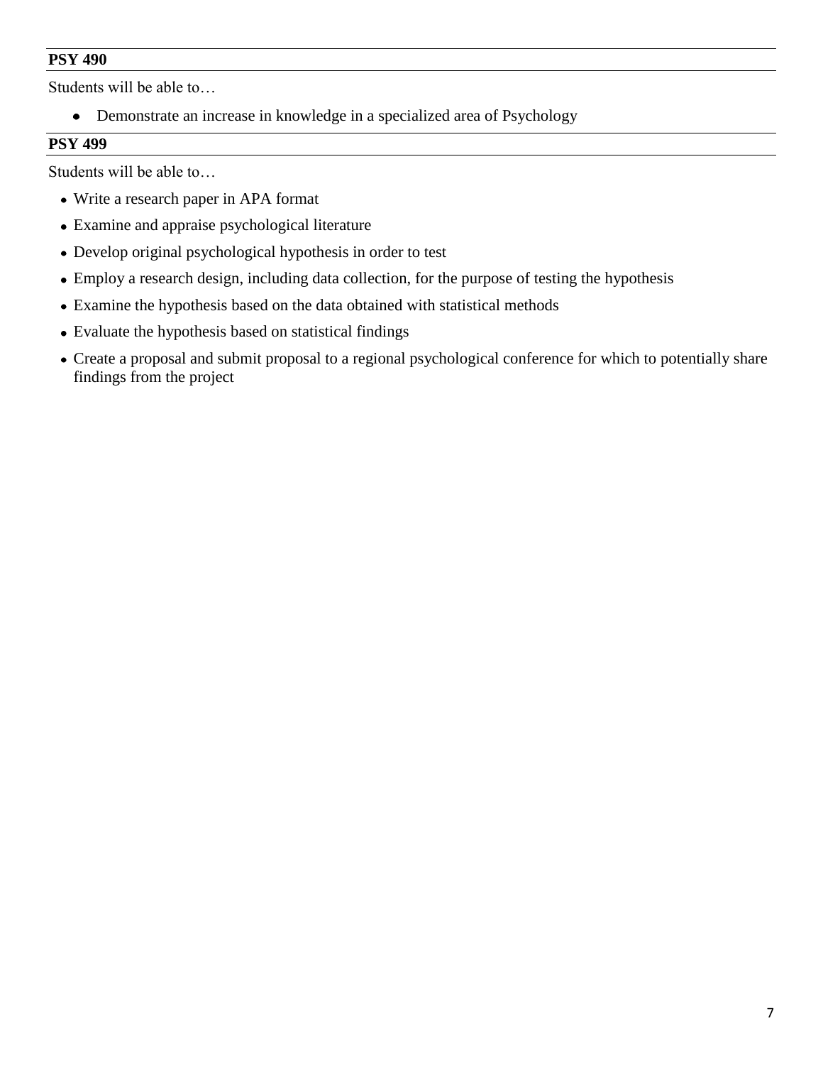**PSY 490**

Students will be able to…

- Demonstrate an increase in knowledge in a specialized area of Psychology

**PSY 499**

Students will be able to…

- Write a research paper in APA format
- Examine and appraise psychological literature
- Develop original psychological hypothesis in order to test
- Employ a research design, including data collection, for the purpose of testing the hypothesis
- Examine the hypothesis based on the data obtained with statistical methods
- Evaluate the hypothesis based on statistical findings
- Create a proposal and submit proposal to a regional psychological conference for which to potentially share findings from the project